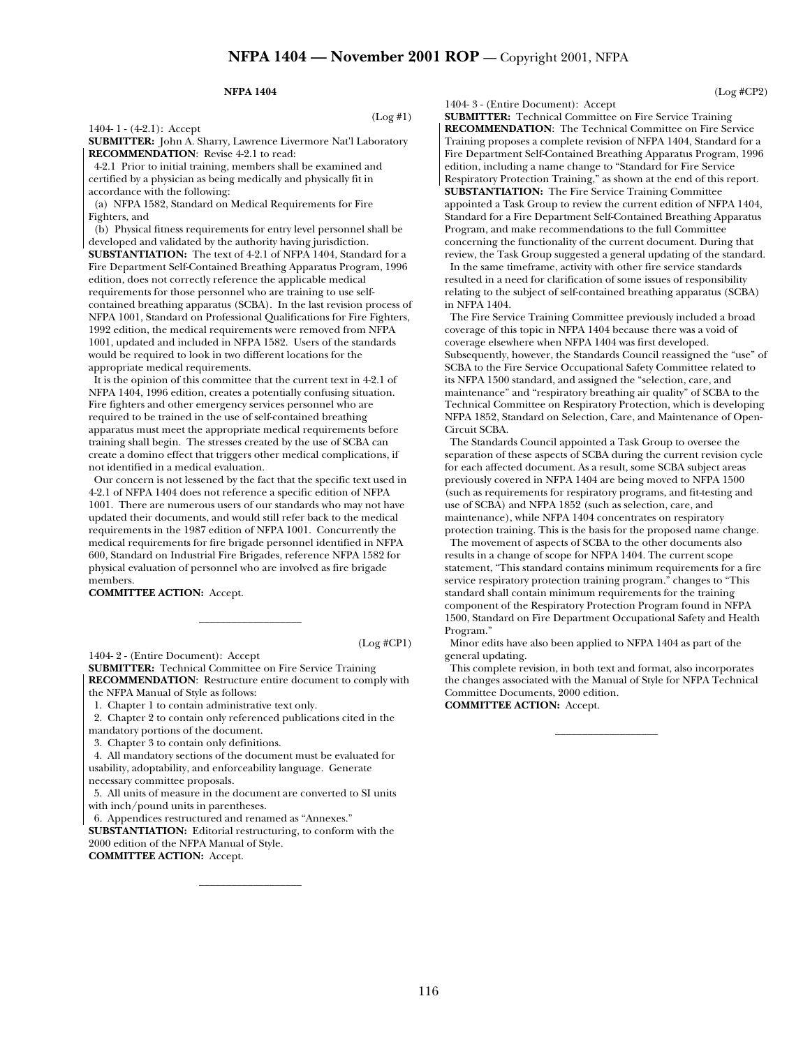## NFPA 1404

(Log #1)

1404- 1 - (4-2.1): Accept

**SUBMITTER:** John A. Sharry, Lawrence Livermore Nat'l Laboratory

**RECOMMENDATION**: Revise 4-2.1 to read:

4-2.1 Prior to initial training, members shall be examined and certified by a physician as being medically and physically fit in accordance with the following:

(a) NFPA 1582, Standard on Medical Requirements for Fire Fighters, and

(b) Physical fitness requirements for entry level personnel shall be developed and validated by the authority having jurisdiction.

**SUBSTANTIATION:** The text of 4-2.1 of NFPA 1404, Standard for a Fire Department Self-Contained Breathing Apparatus Program, 1996 edition, does not correctly reference the applicable medical requirements for those personnel who are training to use self-contained breathing apparatus (SCBA). In the last revision process of NFPA 1001, Standard on Professional Qualifications for Fire Fighters, 1992 edition, the medical requirements were removed from NFPA 1001, updated and included in NFPA 1582. Users of the standards would be required to look in two different locations for the appropriate medical requirements.

It is the opinion of this committee that the current text in 4-2.1 of NFPA 1404, 1996 edition, creates a potentially confusing situation. Fire fighters and other emergency services personnel who are required to be trained in the use of self-contained breathing apparatus must meet the appropriate medical requirements before training shall begin. The stresses created by the use of SCBA can create a domino effect that triggers other medical complications, if not identified in a medical evaluation.

Our concern is not lessened by the fact that the specific text used in 4-2.1 of NFPA 1404 does not reference a specific edition of NFPA 1001. There are numerous users of our standards who may not have updated their documents, and would still refer back to the medical requirements in the 1987 edition of NFPA 1001. Concurrently the medical requirements for fire brigade personnel identified in NFPA 600, Standard on Industrial Fire Brigades, reference NFPA 1582 for physical evaluation of personnel who are involved as fire brigade members.

**COMMITTEE ACTION:** Accept.

---

(Log #CP1)

1404- 2 - (Entire Document): Accept

**SUBMITTER:** Technical Committee on Fire Service Training

**RECOMMENDATION**: Restructure entire document to comply with the NFPA Manual of Style as follows:

1. Chapter 1 to contain administrative text only.
2. Chapter 2 to contain only referenced publications cited in the mandatory portions of the document.
3. Chapter 3 to contain only definitions.
4. All mandatory sections of the document must be evaluated for usability, adoptability, and enforceability language. Generate necessary committee proposals.
5. All units of measure in the document are converted to SI units with inch/pound units in parentheses.
6. Appendices restructured and renamed as "Annexes."

**SUBSTANTIATION:** Editorial restructuring, to conform with the 2000 edition of the NFPA Manual of Style.

**COMMITTEE ACTION:** Accept.

---

(Log #CP2)

1404- 3 - (Entire Document): Accept

**SUBMITTER:** Technical Committee on Fire Service Training

**RECOMMENDATION**: The Technical Committee on Fire Service Training proposes a complete revision of NFPA 1404, Standard for a Fire Department Self-Contained Breathing Apparatus Program, 1996 edition, including a name change to "Standard for Fire Service Respiratory Protection Training," as shown at the end of this report.

**SUBSTANTIATION:** The Fire Service Training Committee appointed a Task Group to review the current edition of NFPA 1404, Standard for a Fire Department Self-Contained Breathing Apparatus Program, and make recommendations to the full Committee concerning the functionality of the current document. During that review, the Task Group suggested a general updating of the standard.

In the same timeframe, activity with other fire service standards resulted in a need for clarification of some issues of responsibility relating to the subject of self-contained breathing apparatus (SCBA) in NFPA 1404.

The Fire Service Training Committee previously included a broad coverage of this topic in NFPA 1404 because there was a void of coverage elsewhere when NFPA 1404 was first developed. Subsequently, however, the Standards Council reassigned the "use" of SCBA to the Fire Service Occupational Safety Committee related to its NFPA 1500 standard, and assigned the "selection, care, and maintenance" and "respiratory breathing air quality" of SCBA to the Technical Committee on Respiratory Protection, which is developing NFPA 1852, Standard on Selection, Care, and Maintenance of Open-Circuit SCBA.

The Standards Council appointed a Task Group to oversee the separation of these aspects of SCBA during the current revision cycle for each affected document. As a result, some SCBA subject areas previously covered in NFPA 1404 are being moved to NFPA 1500 (such as requirements for respiratory programs, and fit-testing and use of SCBA) and NFPA 1852 (such as selection, care, and maintenance), while NFPA 1404 concentrates on respiratory protection training. This is the basis for the proposed name change.

The movement of aspects of SCBA to the other documents also results in a change of scope for NFPA 1404. The current scope statement, "This standard contains minimum requirements for a fire service respiratory protection training program." changes to "This standard shall contain minimum requirements for the training component of the Respiratory Protection Program found in NFPA 1500, Standard on Fire Department Occupational Safety and Health Program."

Minor edits have also been applied to NFPA 1404 as part of the general updating.

This complete revision, in both text and format, also incorporates the changes associated with the Manual of Style for NFPA Technical Committee Documents, 2000 edition.

**COMMITTEE ACTION:** Accept.

---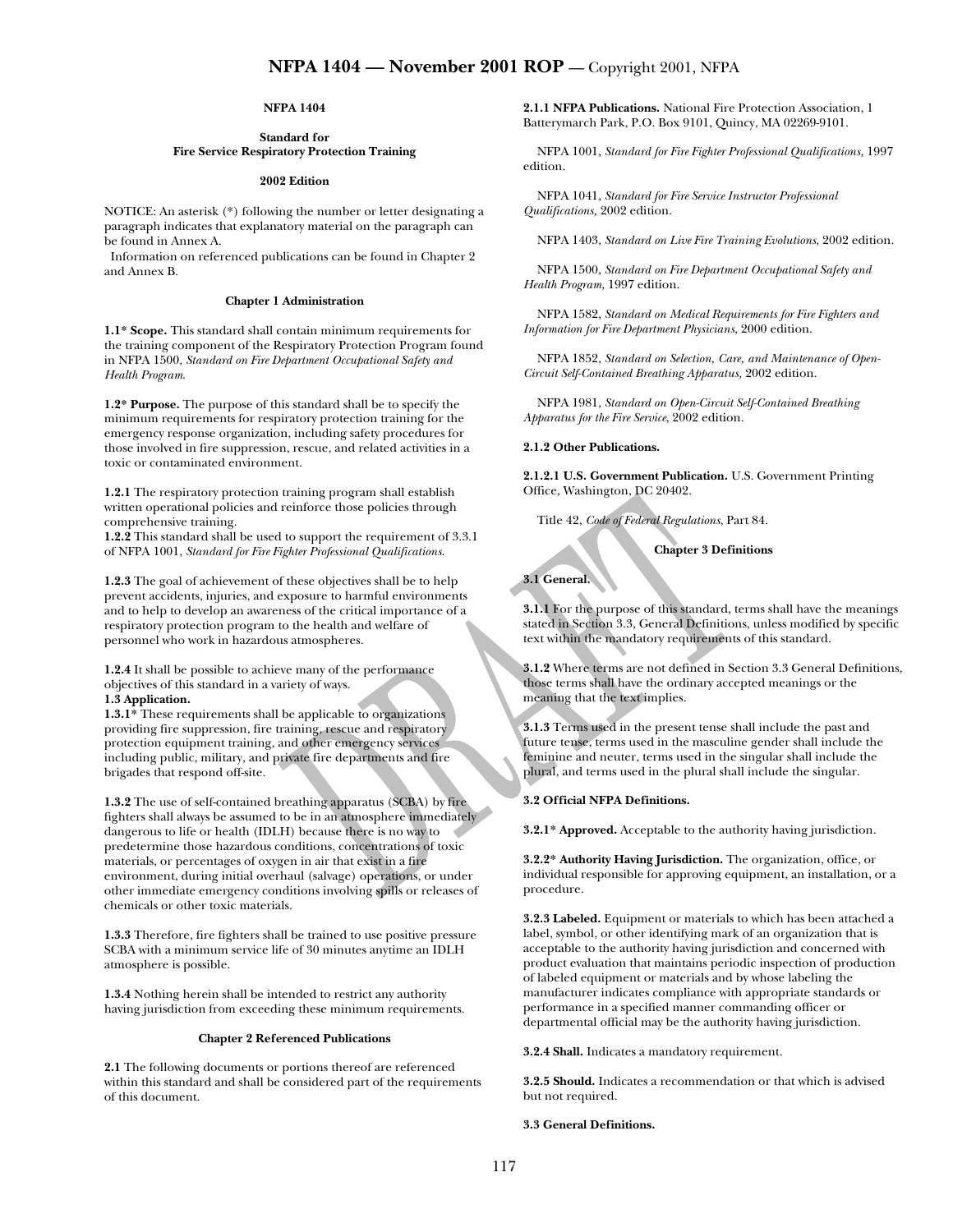# NFPA 1404

## Standard for Fire Service Respiratory Protection Training

### 2002 Edition

NOTICE: An asterisk (*) following the number or letter designating a paragraph indicates that explanatory material on the paragraph can be found in Annex A.

Information on referenced publications can be found in Chapter 2 and Annex B.

## Chapter 1 Administration

**1.1* Scope.** This standard shall contain minimum requirements for the training component of the Respiratory Protection Program found in NFPA 1500, *Standard on Fire Department Occupational Safety and Health Program*.

**1.2* Purpose.** The purpose of this standard shall be to specify the minimum requirements for respiratory protection training for the emergency response organization, including safety procedures for those involved in fire suppression, rescue, and related activities in a toxic or contaminated environment.

**1.2.1** The respiratory protection training program shall establish written operational policies and reinforce those policies through comprehensive training.

**1.2.2** This standard shall be used to support the requirement of 3.3.1 of NFPA 1001, *Standard for Fire Fighter Professional Qualifications*.

**1.2.3** The goal of achievement of these objectives shall be to help prevent accidents, injuries, and exposure to harmful environments and to help to develop an awareness of the critical importance of a respiratory protection program to the health and welfare of personnel who work in hazardous atmospheres.

**1.2.4** It shall be possible to achieve many of the performance objectives of this standard in a variety of ways.

**1.3 Application.**

**1.3.1*** These requirements shall be applicable to organizations providing fire suppression, fire training, rescue and respiratory protection equipment training, and other emergency services including public, military, and private fire departments and fire brigades that respond off-site.

**1.3.2** The use of self-contained breathing apparatus (SCBA) by fire fighters shall always be assumed to be in an atmosphere immediately dangerous to life or health (IDLH) because there is no way to predetermine those hazardous conditions, concentrations of toxic materials, or percentages of oxygen in air that exist in a fire environment, during initial overhaul (salvage) operations, or under other immediate emergency conditions involving spills or releases of chemicals or other toxic materials.

**1.3.3** Therefore, fire fighters shall be trained to use positive pressure SCBA with a minimum service life of 30 minutes anytime an IDLH atmosphere is possible.

**1.3.4** Nothing herein shall be intended to restrict any authority having jurisdiction from exceeding these minimum requirements.

## Chapter 2 Referenced Publications

**2.1** The following documents or portions thereof are referenced within this standard and shall be considered part of the requirements of this document.

**2.1.1 NFPA Publications.** National Fire Protection Association, 1 Batterymarch Park, P.O. Box 9101, Quincy, MA 02269-9101.

NFPA 1001, *Standard for Fire Fighter Professional Qualifications,* 1997 edition.

NFPA 1041, *Standard for Fire Service Instructor Professional Qualifications,* 2002 edition.

NFPA 1403, *Standard on Live Fire Training Evolutions*, 2002 edition.

NFPA 1500, *Standard on Fire Department Occupational Safety and Health Program,* 1997 edition.

NFPA 1582, *Standard on Medical Requirements for Fire Fighters and Information for Fire Department Physicians*, 2000 edition.

NFPA 1852, *Standard on Selection, Care, and Maintenance of Open-Circuit Self-Contained Breathing Apparatus*, 2002 edition.

NFPA 1981, *Standard on Open-Circuit Self-Contained Breathing Apparatus for the Fire Service*, 2002 edition.

**2.1.2 Other Publications.**

**2.1.2.1 U.S. Government Publication.** U.S. Government Printing Office, Washington, DC 20402.

Title 42, *Code of Federal Regulations*, Part 84.

## Chapter 3 Definitions

**3.1 General.**

**3.1.1** For the purpose of this standard, terms shall have the meanings stated in Section 3.3, General Definitions, unless modified by specific text within the mandatory requirements of this standard.

**3.1.2** Where terms are not defined in Section 3.3 General Definitions, those terms shall have the ordinary accepted meanings or the meaning that the text implies.

**3.1.3** Terms used in the present tense shall include the past and future tense, terms used in the masculine gender shall include the feminine and neuter, terms used in the singular shall include the plural, and terms used in the plural shall include the singular.

**3.2 Official NFPA Definitions.**

**3.2.1* Approved.** Acceptable to the authority having jurisdiction.

**3.2.2* Authority Having Jurisdiction.** The organization, office, or individual responsible for approving equipment, an installation, or a procedure.

**3.2.3 Labeled.** Equipment or materials to which has been attached a label, symbol, or other identifying mark of an organization that is acceptable to the authority having jurisdiction and concerned with product evaluation that maintains periodic inspection of production of labeled equipment or materials and by whose labeling the manufacturer indicates compliance with appropriate standards or performance in a specified manner commanding officer or departmental official may be the authority having jurisdiction.

**3.2.4 Shall.** Indicates a mandatory requirement.

**3.2.5 Should.** Indicates a recommendation or that which is advised but not required.

**3.3 General Definitions.**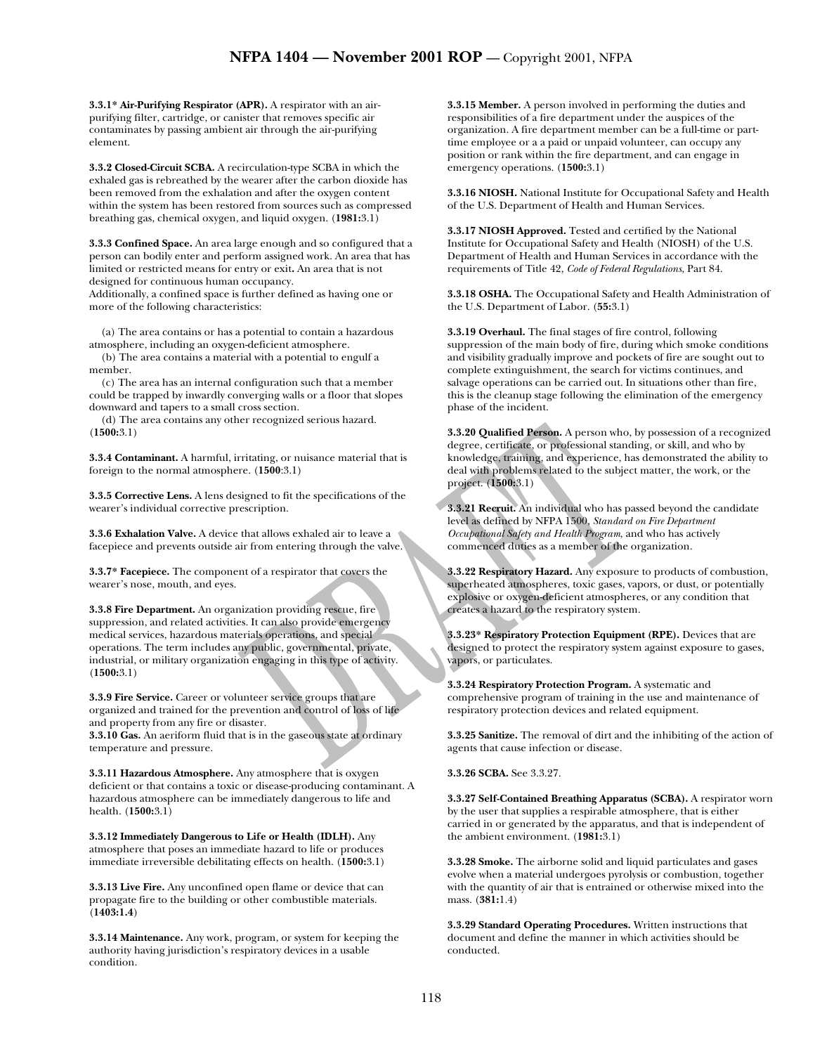**3.3.1* Air-Purifying Respirator (APR).** A respirator with an air-purifying filter, cartridge, or canister that removes specific air contaminates by passing ambient air through the air-purifying element.

**3.3.2 Closed-Circuit SCBA.** A recirculation-type SCBA in which the exhaled gas is rebreathed by the wearer after the carbon dioxide has been removed from the exhalation and after the oxygen content within the system has been restored from sources such as compressed breathing gas, chemical oxygen, and liquid oxygen. (**1981:**3.1)

**3.3.3 Confined Space.** An area large enough and so configured that a person can bodily enter and perform assigned work. An area that has limited or restricted means for entry or exit**.** An area that is not designed for continuous human occupancy.
Additionally, a confined space is further defined as having one or more of the following characteristics:

(a) The area contains or has a potential to contain a hazardous atmosphere, including an oxygen-deficient atmosphere.
(b) The area contains a material with a potential to engulf a member.
(c) The area has an internal configuration such that a member could be trapped by inwardly converging walls or a floor that slopes downward and tapers to a small cross section.
(d) The area contains any other recognized serious hazard. (**1500:**3.1)

**3.3.4 Contaminant.** A harmful, irritating, or nuisance material that is foreign to the normal atmosphere. (**1500**:3.1)

**3.3.5 Corrective Lens.** A lens designed to fit the specifications of the wearer's individual corrective prescription.

**3.3.6 Exhalation Valve.** A device that allows exhaled air to leave a facepiece and prevents outside air from entering through the valve.

**3.3.7* Facepiece.** The component of a respirator that covers the wearer's nose, mouth, and eyes.

**3.3.8 Fire Department.** An organization providing rescue, fire suppression, and related activities. It can also provide emergency medical services, hazardous materials operations, and special operations. The term includes any public, governmental, private, industrial, or military organization engaging in this type of activity. (**1500:**3.1)

**3.3.9 Fire Service.** Career or volunteer service groups that are organized and trained for the prevention and control of loss of life and property from any fire or disaster.

**3.3.10 Gas.** An aeriform fluid that is in the gaseous state at ordinary temperature and pressure.

**3.3.11 Hazardous Atmosphere.** Any atmosphere that is oxygen deficient or that contains a toxic or disease-producing contaminant. A hazardous atmosphere can be immediately dangerous to life and health. (**1500:**3.1)

**3.3.12 Immediately Dangerous to Life or Health (IDLH).** Any atmosphere that poses an immediate hazard to life or produces immediate irreversible debilitating effects on health. (**1500:**3.1)

**3.3.13 Live Fire.** Any unconfined open flame or device that can propagate fire to the building or other combustible materials. (**1403:1.4**)

**3.3.14 Maintenance.** Any work, program, or system for keeping the authority having jurisdiction's respiratory devices in a usable condition.

**3.3.15 Member.** A person involved in performing the duties and responsibilities of a fire department under the auspices of the organization. A fire department member can be a full-time or part-time employee or a a paid or unpaid volunteer, can occupy any position or rank within the fire department, and can engage in emergency operations. (**1500:**3.1)

**3.3.16 NIOSH.** National Institute for Occupational Safety and Health of the U.S. Department of Health and Human Services.

**3.3.17 NIOSH Approved.** Tested and certified by the National Institute for Occupational Safety and Health (NIOSH) of the U.S. Department of Health and Human Services in accordance with the requirements of Title 42, *Code of Federal Regulations*, Part 84.

**3.3.18 OSHA.** The Occupational Safety and Health Administration of the U.S. Department of Labor. (**55:**3.1)

**3.3.19 Overhaul.** The final stages of fire control, following suppression of the main body of fire, during which smoke conditions and visibility gradually improve and pockets of fire are sought out to complete extinguishment, the search for victims continues, and salvage operations can be carried out. In situations other than fire, this is the cleanup stage following the elimination of the emergency phase of the incident.

**3.3.20 Qualified Person.** A person who, by possession of a recognized degree, certificate, or professional standing, or skill, and who by knowledge, training, and experience, has demonstrated the ability to deal with problems related to the subject matter, the work, or the project. (**1500:**3.1)

**3.3.21 Recruit.** An individual who has passed beyond the candidate level as defined by NFPA 1500, *Standard on Fire Department Occupational Safety and Health Program*, and who has actively commenced duties as a member of the organization.

**3.3.22 Respiratory Hazard.** Any exposure to products of combustion, superheated atmospheres, toxic gases, vapors, or dust, or potentially explosive or oxygen-deficient atmospheres, or any condition that creates a hazard to the respiratory system.

**3.3.23* Respiratory Protection Equipment (RPE).** Devices that are designed to protect the respiratory system against exposure to gases, vapors, or particulates.

**3.3.24 Respiratory Protection Program.** A systematic and comprehensive program of training in the use and maintenance of respiratory protection devices and related equipment.

**3.3.25 Sanitize.** The removal of dirt and the inhibiting of the action of agents that cause infection or disease.

**3.3.26 SCBA.** See 3.3.27.

**3.3.27 Self-Contained Breathing Apparatus (SCBA).** A respirator worn by the user that supplies a respirable atmosphere, that is either carried in or generated by the apparatus, and that is independent of the ambient environment. (**1981:**3.1)

**3.3.28 Smoke.** The airborne solid and liquid particulates and gases evolve when a material undergoes pyrolysis or combustion, together with the quantity of air that is entrained or otherwise mixed into the mass. (**381:**1.4)

**3.3.29 Standard Operating Procedures.** Written instructions that document and define the manner in which activities should be conducted.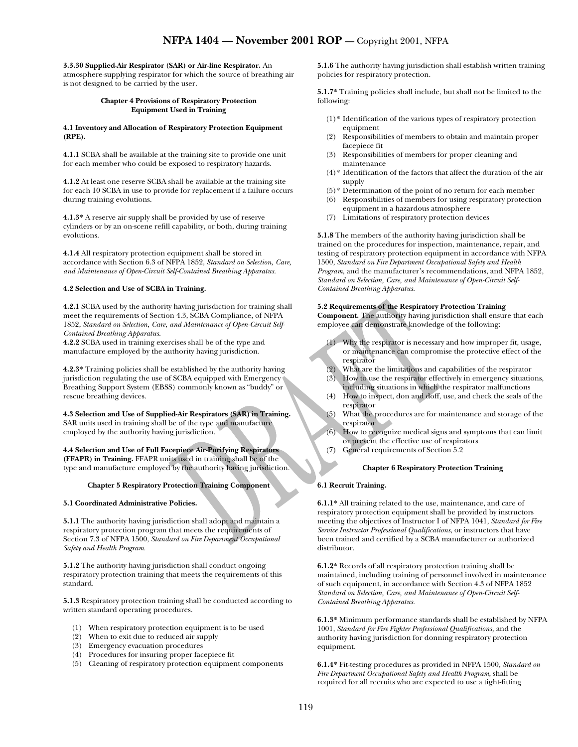**3.3.30 Supplied-Air Respirator (SAR) or Air-line Respirator.** An atmosphere-supplying respirator for which the source of breathing air is not designed to be carried by the user.

## Chapter 4 Provisions of Respiratory Protection Equipment Used in Training

### 4.1 Inventory and Allocation of Respiratory Protection Equipment (RPE).

**4.1.1** SCBA shall be available at the training site to provide one unit for each member who could be exposed to respiratory hazards.

**4.1.2** At least one reserve SCBA shall be available at the training site for each 10 SCBA in use to provide for replacement if a failure occurs during training evolutions.

**4.1.3*** A reserve air supply shall be provided by use of reserve cylinders or by an on-scene refill capability, or both, during training evolutions.

**4.1.4** All respiratory protection equipment shall be stored in accordance with Section 6.3 of NFPA 1852, *Standard on Selection, Care, and Maintenance of Open-Circuit Self-Contained Breathing Apparatus*.

### 4.2 Selection and Use of SCBA in Training.

**4.2.1** SCBA used by the authority having jurisdiction for training shall meet the requirements of Section 4.3, SCBA Compliance, of NFPA 1852, *Standard on Selection, Care, and Maintenance of Open-Circuit Self-Contained Breathing Apparatus*.

**4.2.2** SCBA used in training exercises shall be of the type and manufacture employed by the authority having jurisdiction.

**4.2.3*** Training policies shall be established by the authority having jurisdiction regulating the use of SCBA equipped with Emergency Breathing Support System (EBSS) commonly known as "buddy" or rescue breathing devices.

**4.3 Selection and Use of Supplied-Air Respirators (SAR) in Training.** SAR units used in training shall be of the type and manufacture employed by the authority having jurisdiction.

**4.4 Selection and Use of Full Facepiece Air-Purifying Respirators (FFAPR) in Training.** FFAPR units used in training shall be of the type and manufacture employed by the authority having jurisdiction.

## Chapter 5 Respiratory Protection Training Component

### 5.1 Coordinated Administrative Policies.

**5.1.1** The authority having jurisdiction shall adopt and maintain a respiratory protection program that meets the requirements of Section 7.3 of NFPA 1500, *Standard on Fire Department Occupational Safety and Health Program.*

**5.1.2** The authority having jurisdiction shall conduct ongoing respiratory protection training that meets the requirements of this standard.

**5.1.3** Respiratory protection training shall be conducted according to written standard operating procedures.

(1) When respiratory protection equipment is to be used
(2) When to exit due to reduced air supply
(3) Emergency evacuation procedures
(4) Procedures for insuring proper facepiece fit
(5) Cleaning of respiratory protection equipment components

**5.1.6** The authority having jurisdiction shall establish written training policies for respiratory protection.

**5.1.7*** Training policies shall include, but shall not be limited to the following:

(1)* Identification of the various types of respiratory protection equipment
(2) Responsibilities of members to obtain and maintain proper facepiece fit
(3) Responsibilities of members for proper cleaning and maintenance
(4)* Identification of the factors that affect the duration of the air supply
(5)* Determination of the point of no return for each member
(6) Responsibilities of members for using respiratory protection equipment in a hazardous atmosphere
(7) Limitations of respiratory protection devices

**5.1.8** The members of the authority having jurisdiction shall be trained on the procedures for inspection, maintenance, repair, and testing of respiratory protection equipment in accordance with NFPA 1500, *Standard on Fire Department Occupational Safety and Health Program,* and the manufacturer's recommendations, and NFPA 1852, *Standard on Selection, Care, and Maintenance of Open-Circuit Self-Contained Breathing Apparatus*.

**5.2 Requirements of the Respiratory Protection Training Component.** The authority having jurisdiction shall ensure that each employee can demonstrate knowledge of the following:

(1) Why the respirator is necessary and how improper fit, usage, or maintenance can compromise the protective effect of the respirator
(2) What are the limitations and capabilities of the respirator
(3) How to use the respirator effectively in emergency situations, including situations in which the respirator malfunctions
(4) How to inspect, don and doff, use, and check the seals of the respirator
(5) What the procedures are for maintenance and storage of the respirator
(6) How to recognize medical signs and symptoms that can limit or prevent the effective use of respirators
(7) General requirements of Section 5.2

## Chapter 6 Respiratory Protection Training

### 6.1 Recruit Training.

**6.1.1*** All training related to the use, maintenance, and care of respiratory protection equipment shall be provided by instructors meeting the objectives of Instructor I of NFPA 1041, *Standard for Fire Service Instructor Professional Qualifications*, or instructors that have been trained and certified by a SCBA manufacturer or authorized distributor.

**6.1.2*** Records of all respiratory protection training shall be maintained, including training of personnel involved in maintenance of such equipment, in accordance with Section 4.3 of NFPA 1852 *Standard on Selection, Care, and Maintenance of Open-Circuit Self-Contained Breathing Apparatus*.

**6.1.3*** Minimum performance standards shall be established by NFPA 1001, *Standard for Fire Fighter Professional Qualifications,* and the authority having jurisdiction for donning respiratory protection equipment.

**6.1.4*** Fit-testing procedures as provided in NFPA 1500, *Standard on Fire Department Occupational Safety and Health Program*, shall be required for all recruits who are expected to use a tight-fitting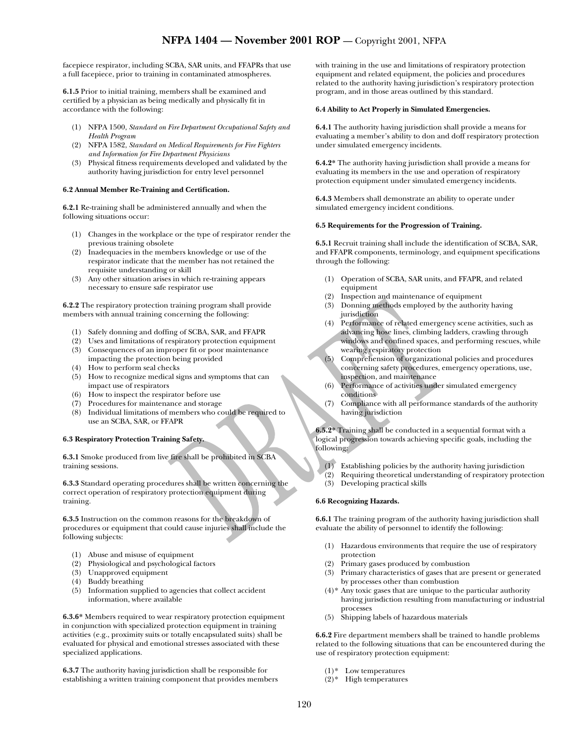facepiece respirator, including SCBA, SAR units, and FFAPRs that use a full facepiece, prior to training in contaminated atmospheres.

**6.1.5** Prior to initial training, members shall be examined and certified by a physician as being medically and physically fit in accordance with the following:

(1) NFPA 1500, *Standard on Fire Department Occupational Safety and Health Program*
(2) NFPA 1582, *Standard on Medical Requirements for Fire Fighters and Information for Fire Department Physicians*
(3) Physical fitness requirements developed and validated by the authority having jurisdiction for entry level personnel

**6.2 Annual Member Re-Training and Certification.**

**6.2.1** Re-training shall be administered annually and when the following situations occur:

(1) Changes in the workplace or the type of respirator render the previous training obsolete
(2) Inadequacies in the members knowledge or use of the respirator indicate that the member has not retained the requisite understanding or skill
(3) Any other situation arises in which re-training appears necessary to ensure safe respirator use

**6.2.2** The respiratory protection training program shall provide members with annual training concerning the following:

(1) Safely donning and doffing of SCBA, SAR, and FFAPR
(2) Uses and limitations of respiratory protection equipment
(3) Consequences of an improper fit or poor maintenance impacting the protection being provided
(4) How to perform seal checks
(5) How to recognize medical signs and symptoms that can impact use of respirators
(6) How to inspect the respirator before use
(7) Procedures for maintenance and storage
(8) Individual limitations of members who could be required to use an SCBA, SAR, or FFAPR

**6.3 Respiratory Protection Training Safety.**

**6.3.1** Smoke produced from live fire shall be prohibited in SCBA training sessions.

**6.3.3** Standard operating procedures shall be written concerning the correct operation of respiratory protection equipment during training.

**6.3.5** Instruction on the common reasons for the breakdown of procedures or equipment that could cause injuries shall include the following subjects:

(1) Abuse and misuse of equipment
(2) Physiological and psychological factors
(3) Unapproved equipment
(4) Buddy breathing
(5) Information supplied to agencies that collect accident information, where available

**6.3.6*** Members required to wear respiratory protection equipment in conjunction with specialized protection equipment in training activities (e.g., proximity suits or totally encapsulated suits) shall be evaluated for physical and emotional stresses associated with these specialized applications.

**6.3.7** The authority having jurisdiction shall be responsible for establishing a written training component that provides members with training in the use and limitations of respiratory protection equipment and related equipment, the policies and procedures related to the authority having jurisdiction's respiratory protection program, and in those areas outlined by this standard.

**6.4 Ability to Act Properly in Simulated Emergencies.**

**6.4.1** The authority having jurisdiction shall provide a means for evaluating a member's ability to don and doff respiratory protection under simulated emergency incidents.

**6.4.2*** The authority having jurisdiction shall provide a means for evaluating its members in the use and operation of respiratory protection equipment under simulated emergency incidents.

**6.4.3** Members shall demonstrate an ability to operate under simulated emergency incident conditions.

**6.5 Requirements for the Progression of Training.**

**6.5.1** Recruit training shall include the identification of SCBA, SAR, and FFAPR components, terminology, and equipment specifications through the following:

(1) Operation of SCBA, SAR units, and FFAPR, and related equipment
(2) Inspection and maintenance of equipment
(3) Donning methods employed by the authority having jurisdiction
(4) Performance of related emergency scene activities, such as advancing hose lines, climbing ladders, crawling through windows and confined spaces, and performing rescues, while wearing respiratory protection
(5) Comprehension of organizational policies and procedures concerning safety procedures, emergency operations, use, inspection, and maintenance
(6) Performance of activities under simulated emergency conditions
(7) Compliance with all performance standards of the authority having jurisdiction

**6.5.2*** Training shall be conducted in a sequential format with a logical progression towards achieving specific goals, including the following:

(1) Establishing policies by the authority having jurisdiction
(2) Requiring theoretical understanding of respiratory protection
(3) Developing practical skills

**6.6 Recognizing Hazards.**

**6.6.1** The training program of the authority having jurisdiction shall evaluate the ability of personnel to identify the following:

(1) Hazardous environments that require the use of respiratory protection
(2) Primary gases produced by combustion
(3) Primary characteristics of gases that are present or generated by processes other than combustion
(4)* Any toxic gases that are unique to the particular authority having jurisdiction resulting from manufacturing or industrial processes
(5) Shipping labels of hazardous materials

**6.6.2** Fire department members shall be trained to handle problems related to the following situations that can be encountered during the use of respiratory protection equipment:

(1)* Low temperatures
(2)* High temperatures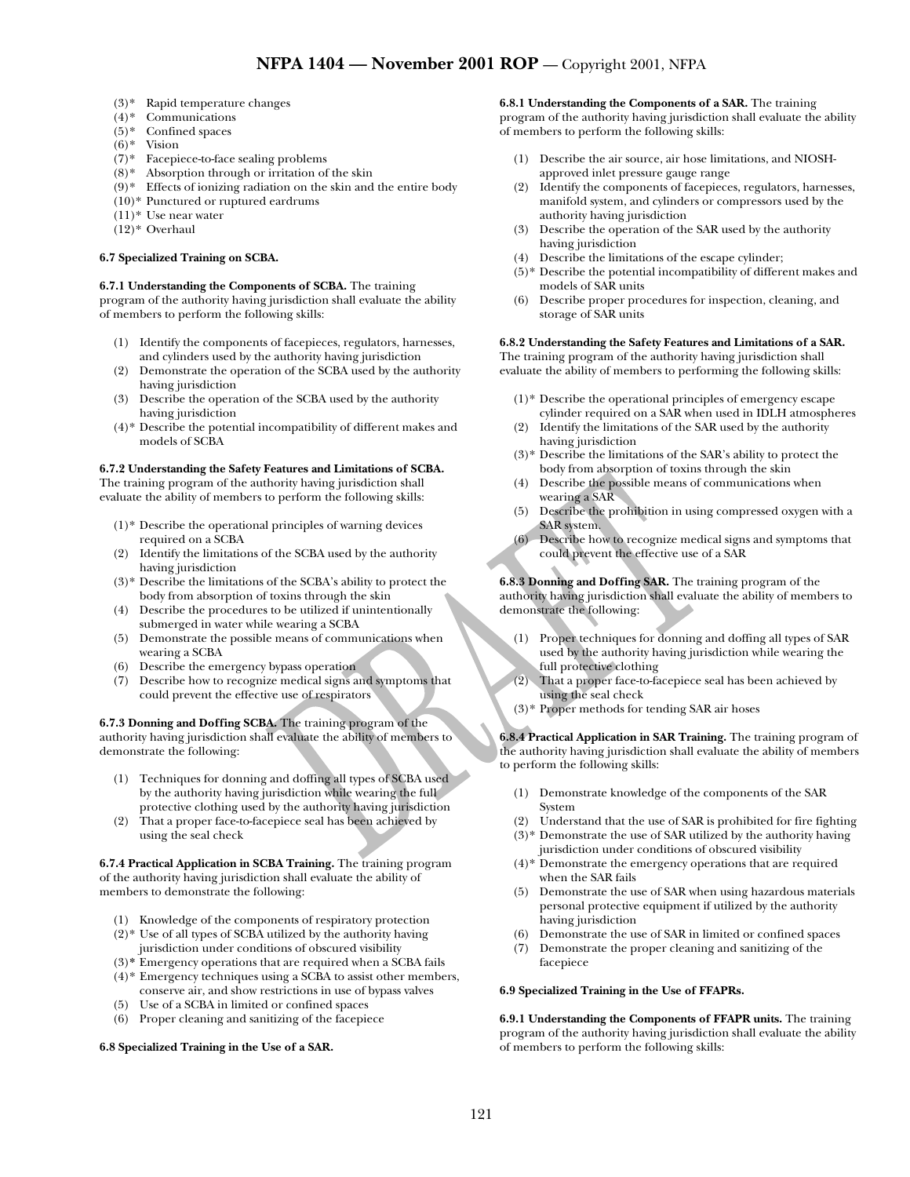(3)* Rapid temperature changes
(4)* Communications
(5)* Confined spaces
(6)* Vision
(7)* Facepiece-to-face sealing problems
(8)* Absorption through or irritation of the skin
(9)* Effects of ionizing radiation on the skin and the entire body
(10)* Punctured or ruptured eardrums
(11)* Use near water
(12)* Overhaul

**6.7 Specialized Training on SCBA.**

**6.7.1 Understanding the Components of SCBA.** The training program of the authority having jurisdiction shall evaluate the ability of members to perform the following skills:

(1) Identify the components of facepieces, regulators, harnesses, and cylinders used by the authority having jurisdiction
(2) Demonstrate the operation of the SCBA used by the authority having jurisdiction
(3) Describe the operation of the SCBA used by the authority having jurisdiction
(4)* Describe the potential incompatibility of different makes and models of SCBA

**6.7.2 Understanding the Safety Features and Limitations of SCBA.** The training program of the authority having jurisdiction shall evaluate the ability of members to perform the following skills:

(1)* Describe the operational principles of warning devices required on a SCBA
(2) Identify the limitations of the SCBA used by the authority having jurisdiction
(3)* Describe the limitations of the SCBA's ability to protect the body from absorption of toxins through the skin
(4) Describe the procedures to be utilized if unintentionally submerged in water while wearing a SCBA
(5) Demonstrate the possible means of communications when wearing a SCBA
(6) Describe the emergency bypass operation
(7) Describe how to recognize medical signs and symptoms that could prevent the effective use of respirators

**6.7.3 Donning and Doffing SCBA.** The training program of the authority having jurisdiction shall evaluate the ability of members to demonstrate the following:

(1) Techniques for donning and doffing all types of SCBA used by the authority having jurisdiction while wearing the full protective clothing used by the authority having jurisdiction
(2) That a proper face-to-facepiece seal has been achieved by using the seal check

**6.7.4 Practical Application in SCBA Training.** The training program of the authority having jurisdiction shall evaluate the ability of members to demonstrate the following:

(1) Knowledge of the components of respiratory protection
(2)* Use of all types of SCBA utilized by the authority having jurisdiction under conditions of obscured visibility
(3)* Emergency operations that are required when a SCBA fails
(4)* Emergency techniques using a SCBA to assist other members, conserve air, and show restrictions in use of bypass valves
(5) Use of a SCBA in limited or confined spaces
(6) Proper cleaning and sanitizing of the facepiece

**6.8 Specialized Training in the Use of a SAR.**

**6.8.1 Understanding the Components of a SAR.** The training program of the authority having jurisdiction shall evaluate the ability of members to perform the following skills:

(1) Describe the air source, air hose limitations, and NIOSH-approved inlet pressure gauge range
(2) Identify the components of facepieces, regulators, harnesses, manifold system, and cylinders or compressors used by the authority having jurisdiction
(3) Describe the operation of the SAR used by the authority having jurisdiction
(4) Describe the limitations of the escape cylinder;
(5)* Describe the potential incompatibility of different makes and models of SAR units
(6) Describe proper procedures for inspection, cleaning, and storage of SAR units

**6.8.2 Understanding the Safety Features and Limitations of a SAR.** The training program of the authority having jurisdiction shall evaluate the ability of members to performing the following skills:

(1)* Describe the operational principles of emergency escape cylinder required on a SAR when used in IDLH atmospheres
(2) Identify the limitations of the SAR used by the authority having jurisdiction
(3)* Describe the limitations of the SAR's ability to protect the body from absorption of toxins through the skin
(4) Describe the possible means of communications when wearing a SAR
(5) Describe the prohibition in using compressed oxygen with a SAR system.
(6) Describe how to recognize medical signs and symptoms that could prevent the effective use of a SAR

**6.8.3 Donning and Doffing SAR.** The training program of the authority having jurisdiction shall evaluate the ability of members to demonstrate the following:

(1) Proper techniques for donning and doffing all types of SAR used by the authority having jurisdiction while wearing the full protective clothing
(2) That a proper face-to-facepiece seal has been achieved by using the seal check
(3)* Proper methods for tending SAR air hoses

**6.8.4 Practical Application in SAR Training.** The training program of the authority having jurisdiction shall evaluate the ability of members to perform the following skills:

(1) Demonstrate knowledge of the components of the SAR System
(2) Understand that the use of SAR is prohibited for fire fighting
(3)* Demonstrate the use of SAR utilized by the authority having jurisdiction under conditions of obscured visibility
(4)* Demonstrate the emergency operations that are required when the SAR fails
(5) Demonstrate the use of SAR when using hazardous materials personal protective equipment if utilized by the authority having jurisdiction
(6) Demonstrate the use of SAR in limited or confined spaces
(7) Demonstrate the proper cleaning and sanitizing of the facepiece

**6.9 Specialized Training in the Use of FFAPRs.**

**6.9.1 Understanding the Components of FFAPR units.** The training program of the authority having jurisdiction shall evaluate the ability of members to perform the following skills: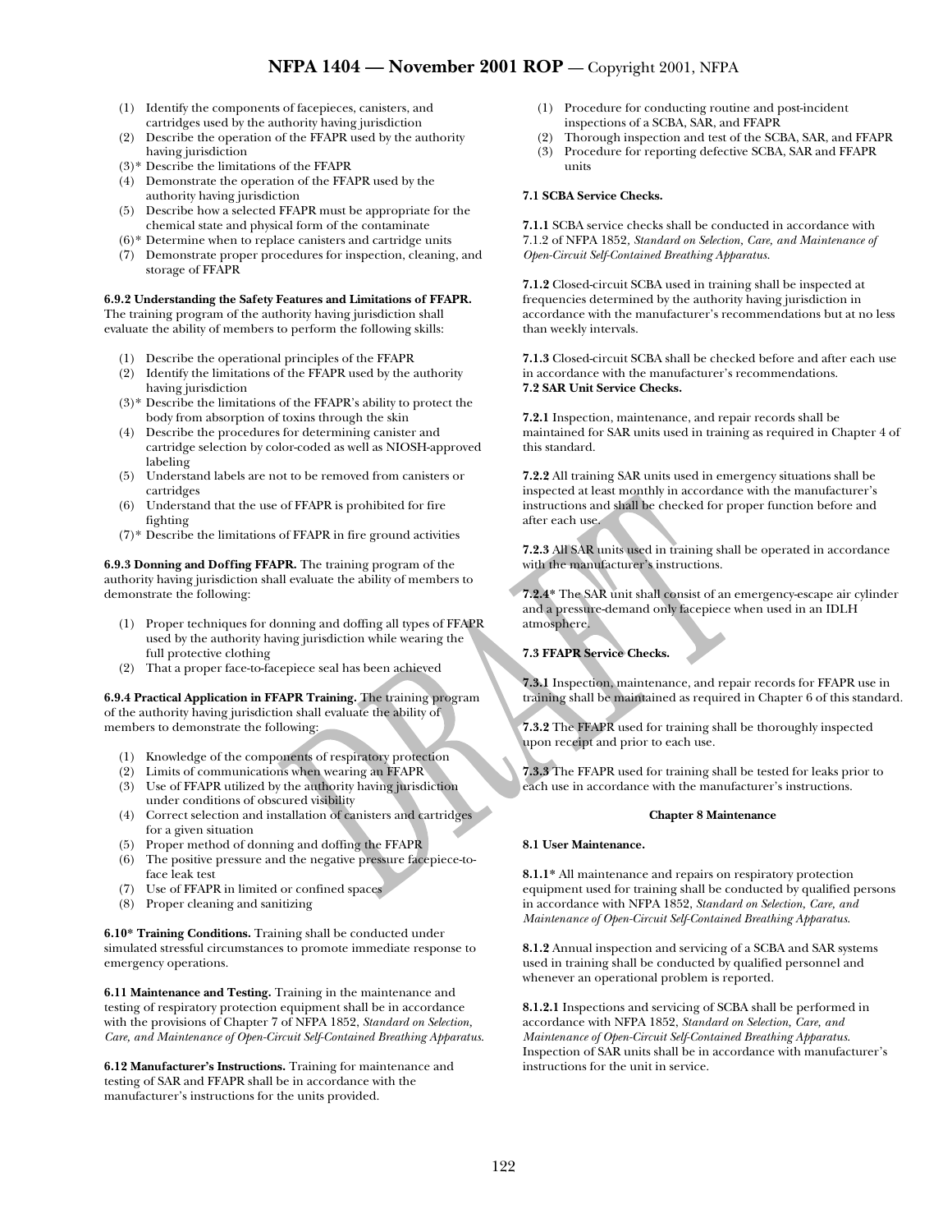(1) Identify the components of facepieces, canisters, and cartridges used by the authority having jurisdiction
(2) Describe the operation of the FFAPR used by the authority having jurisdiction
(3)* Describe the limitations of the FFAPR
(4) Demonstrate the operation of the FFAPR used by the authority having jurisdiction
(5) Describe how a selected FFAPR must be appropriate for the chemical state and physical form of the contaminate
(6)* Determine when to replace canisters and cartridge units
(7) Demonstrate proper procedures for inspection, cleaning, and storage of FFAPR

**6.9.2 Understanding the Safety Features and Limitations of FFAPR.** The training program of the authority having jurisdiction shall evaluate the ability of members to perform the following skills:

(1) Describe the operational principles of the FFAPR
(2) Identify the limitations of the FFAPR used by the authority having jurisdiction
(3)* Describe the limitations of the FFAPR's ability to protect the body from absorption of toxins through the skin
(4) Describe the procedures for determining canister and cartridge selection by color-coded as well as NIOSH-approved labeling
(5) Understand labels are not to be removed from canisters or cartridges
(6) Understand that the use of FFAPR is prohibited for fire fighting
(7)* Describe the limitations of FFAPR in fire ground activities

**6.9.3 Donning and Doffing FFAPR.** The training program of the authority having jurisdiction shall evaluate the ability of members to demonstrate the following:

(1) Proper techniques for donning and doffing all types of FFAPR used by the authority having jurisdiction while wearing the full protective clothing
(2) That a proper face-to-facepiece seal has been achieved

**6.9.4 Practical Application in FFAPR Training.** The training program of the authority having jurisdiction shall evaluate the ability of members to demonstrate the following:

(1) Knowledge of the components of respiratory protection
(2) Limits of communications when wearing an FFAPR
(3) Use of FFAPR utilized by the authority having jurisdiction under conditions of obscured visibility
(4) Correct selection and installation of canisters and cartridges for a given situation
(5) Proper method of donning and doffing the FFAPR
(6) The positive pressure and the negative pressure facepiece-to-face leak test
(7) Use of FFAPR in limited or confined spaces
(8) Proper cleaning and sanitizing

**6.10* Training Conditions.** Training shall be conducted under simulated stressful circumstances to promote immediate response to emergency operations.

**6.11 Maintenance and Testing.** Training in the maintenance and testing of respiratory protection equipment shall be in accordance with the provisions of Chapter 7 of NFPA 1852, *Standard on Selection, Care, and Maintenance of Open-Circuit Self-Contained Breathing Apparatus.*

**6.12 Manufacturer's Instructions.** Training for maintenance and testing of SAR and FFAPR shall be in accordance with the manufacturer's instructions for the units provided.

(1) Procedure for conducting routine and post-incident inspections of a SCBA, SAR, and FFAPR
(2) Thorough inspection and test of the SCBA, SAR, and FFAPR
(3) Procedure for reporting defective SCBA, SAR and FFAPR units

**7.1 SCBA Service Checks.**

**7.1.1** SCBA service checks shall be conducted in accordance with 7.1.2 of NFPA 1852, *Standard on Selection, Care, and Maintenance of Open-Circuit Self-Contained Breathing Apparatus.*

**7.1.2** Closed-circuit SCBA used in training shall be inspected at frequencies determined by the authority having jurisdiction in accordance with the manufacturer's recommendations but at no less than weekly intervals.

**7.1.3** Closed-circuit SCBA shall be checked before and after each use in accordance with the manufacturer's recommendations.

**7.2 SAR Unit Service Checks.**

**7.2.1** Inspection, maintenance, and repair records shall be maintained for SAR units used in training as required in Chapter 4 of this standard.

**7.2.2** All training SAR units used in emergency situations shall be inspected at least monthly in accordance with the manufacturer's instructions and shall be checked for proper function before and after each use.

**7.2.3** All SAR units used in training shall be operated in accordance with the manufacturer's instructions.

**7.2.4*** The SAR unit shall consist of an emergency-escape air cylinder and a pressure-demand only facepiece when used in an IDLH atmosphere.

**7.3 FFAPR Service Checks.**

**7.3.1** Inspection, maintenance, and repair records for FFAPR use in training shall be maintained as required in Chapter 6 of this standard.

**7.3.2** The FFAPR used for training shall be thoroughly inspected upon receipt and prior to each use.

**7.3.3** The FFAPR used for training shall be tested for leaks prior to each use in accordance with the manufacturer's instructions.

## Chapter 8 Maintenance

**8.1 User Maintenance.**

**8.1.1*** All maintenance and repairs on respiratory protection equipment used for training shall be conducted by qualified persons in accordance with NFPA 1852, *Standard on Selection, Care, and Maintenance of Open-Circuit Self-Contained Breathing Apparatus.*

**8.1.2** Annual inspection and servicing of a SCBA and SAR systems used in training shall be conducted by qualified personnel and whenever an operational problem is reported.

**8.1.2.1** Inspections and servicing of SCBA shall be performed in accordance with NFPA 1852, *Standard on Selection, Care, and Maintenance of Open-Circuit Self-Contained Breathing Apparatus.* Inspection of SAR units shall be in accordance with manufacturer's instructions for the unit in service.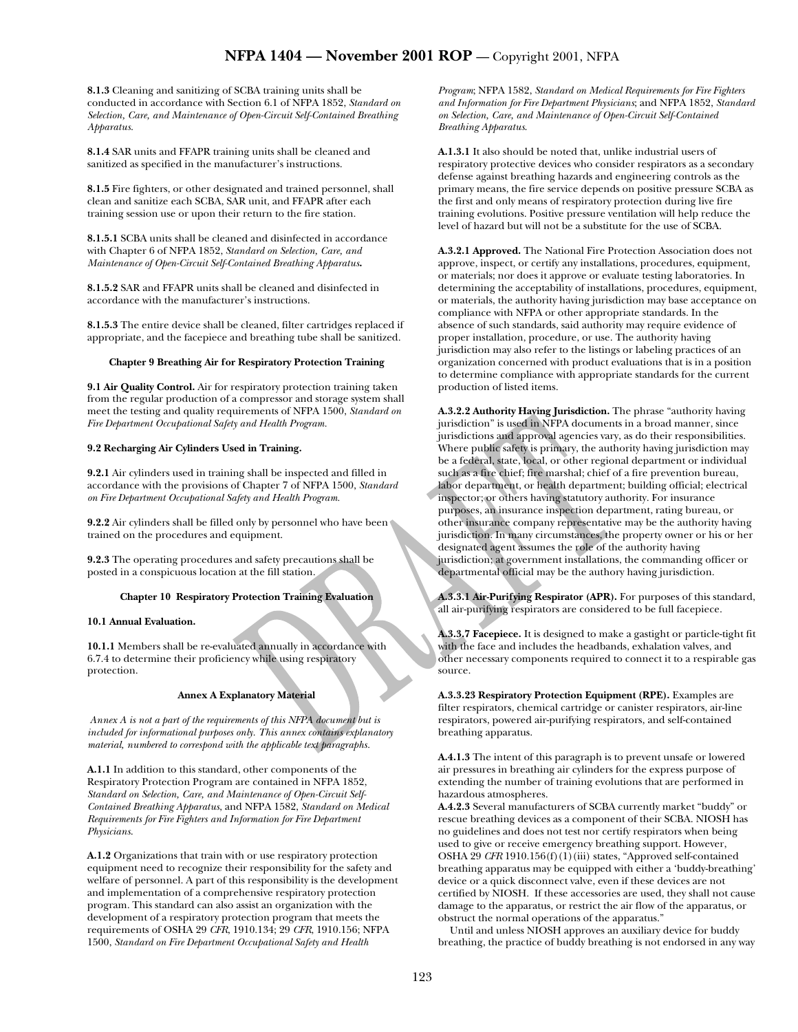**8.1.3** Cleaning and sanitizing of SCBA training units shall be conducted in accordance with Section 6.1 of NFPA 1852, *Standard on Selection, Care, and Maintenance of Open-Circuit Self-Contained Breathing Apparatus*.

**8.1.4** SAR units and FFAPR training units shall be cleaned and sanitized as specified in the manufacturer's instructions.

**8.1.5** Fire fighters, or other designated and trained personnel, shall clean and sanitize each SCBA, SAR unit, and FFAPR after each training session use or upon their return to the fire station.

**8.1.5.1** SCBA units shall be cleaned and disinfected in accordance with Chapter 6 of NFPA 1852, *Standard on Selection, Care, and Maintenance of Open-Circuit Self-Contained Breathing Apparatus.*

**8.1.5.2** SAR and FFAPR units shall be cleaned and disinfected in accordance with the manufacturer's instructions.

**8.1.5.3** The entire device shall be cleaned, filter cartridges replaced if appropriate, and the facepiece and breathing tube shall be sanitized.

## Chapter 9 Breathing Air for Respiratory Protection Training

**9.1 Air Quality Control.** Air for respiratory protection training taken from the regular production of a compressor and storage system shall meet the testing and quality requirements of NFPA 1500, *Standard on Fire Department Occupational Safety and Health Program.*

**9.2 Recharging Air Cylinders Used in Training.**

**9.2.1** Air cylinders used in training shall be inspected and filled in accordance with the provisions of Chapter 7 of NFPA 1500, *Standard on Fire Department Occupational Safety and Health Program.*

**9.2.2** Air cylinders shall be filled only by personnel who have been trained on the procedures and equipment.

**9.2.3** The operating procedures and safety precautions shall be posted in a conspicuous location at the fill station.

## Chapter 10 Respiratory Protection Training Evaluation

**10.1 Annual Evaluation.**

**10.1.1** Members shall be re-evaluated annually in accordance with 6.7.4 to determine their proficiency while using respiratory protection.

## Annex A Explanatory Material

*Annex A is not a part of the requirements of this NFPA document but is included for informational purposes only. This annex contains explanatory material, numbered to correspond with the applicable text paragraphs.*

**A.1.1** In addition to this standard, other components of the Respiratory Protection Program are contained in NFPA 1852, *Standard on Selection, Care, and Maintenance of Open-Circuit Self-Contained Breathing Apparatus*, and NFPA 1582, *Standard on Medical Requirements for Fire Fighters and Information for Fire Department Physicians.*

**A.1.2** Organizations that train with or use respiratory protection equipment need to recognize their responsibility for the safety and welfare of personnel. A part of this responsibility is the development and implementation of a comprehensive respiratory protection program. This standard can also assist an organization with the development of a respiratory protection program that meets the requirements of OSHA 29 *CFR*, 1910.134; 29 *CFR*, 1910.156; NFPA 1500, *Standard on Fire Department Occupational Safety and Health Program*; NFPA 1582, *Standard on Medical Requirements for Fire Fighters and Information for Fire Department Physicians*; and NFPA 1852, *Standard on Selection, Care, and Maintenance of Open-Circuit Self-Contained Breathing Apparatus.*

**A.1.3.1** It also should be noted that, unlike industrial users of respiratory protective devices who consider respirators as a secondary defense against breathing hazards and engineering controls as the primary means, the fire service depends on positive pressure SCBA as the first and only means of respiratory protection during live fire training evolutions. Positive pressure ventilation will help reduce the level of hazard but will not be a substitute for the use of SCBA.

**A.3.2.1 Approved.** The National Fire Protection Association does not approve, inspect, or certify any installations, procedures, equipment, or materials; nor does it approve or evaluate testing laboratories. In determining the acceptability of installations, procedures, equipment, or materials, the authority having jurisdiction may base acceptance on compliance with NFPA or other appropriate standards. In the absence of such standards, said authority may require evidence of proper installation, procedure, or use. The authority having jurisdiction may also refer to the listings or labeling practices of an organization concerned with product evaluations that is in a position to determine compliance with appropriate standards for the current production of listed items.

**A.3.2.2 Authority Having Jurisdiction.** The phrase "authority having jurisdiction" is used in NFPA documents in a broad manner, since jurisdictions and approval agencies vary, as do their responsibilities. Where public safety is primary, the authority having jurisdiction may be a federal, state, local, or other regional department or individual such as a fire chief; fire marshal; chief of a fire prevention bureau, labor department, or health department; building official; electrical inspector; or others having statutory authority. For insurance purposes, an insurance inspection department, rating bureau, or other insurance company representative may be the authority having jurisdiction. In many circumstances, the property owner or his or her designated agent assumes the role of the authority having jurisdiction; at government installations, the commanding officer or departmental official may be the authory having jurisdiction.

**A.3.3.1 Air-Purifying Respirator (APR).** For purposes of this standard, all air-purifying respirators are considered to be full facepiece.

**A.3.3.7 Facepiece.** It is designed to make a gastight or particle-tight fit with the face and includes the headbands, exhalation valves, and other necessary components required to connect it to a respirable gas source.

**A.3.3.23 Respiratory Protection Equipment (RPE).** Examples are filter respirators, chemical cartridge or canister respirators, air-line respirators, powered air-purifying respirators, and self-contained breathing apparatus.

**A.4.1.3** The intent of this paragraph is to prevent unsafe or lowered air pressures in breathing air cylinders for the express purpose of extending the number of training evolutions that are performed in hazardous atmospheres.

**A.4.2.3** Several manufacturers of SCBA currently market "buddy" or rescue breathing devices as a component of their SCBA. NIOSH has no guidelines and does not test nor certify respirators when being used to give or receive emergency breathing support. However, OSHA 29 *CFR* 1910.156(f)(1)(iii) states, "Approved self-contained breathing apparatus may be equipped with either a 'buddy-breathing' device or a quick disconnect valve, even if these devices are not certified by NIOSH. If these accessories are used, they shall not cause damage to the apparatus, or restrict the air flow of the apparatus, or obstruct the normal operations of the apparatus."

Until and unless NIOSH approves an auxiliary device for buddy breathing, the practice of buddy breathing is not endorsed in any way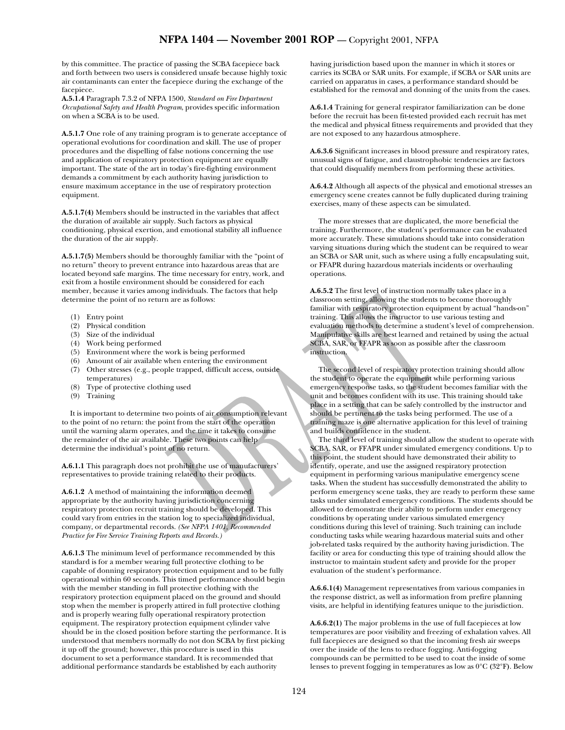by this committee. The practice of passing the SCBA facepiece back and forth between two users is considered unsafe because highly toxic air contaminants can enter the facepiece during the exchange of the facepiece.

**A.5.1.4** Paragraph 7.3.2 of NFPA 1500, *Standard on Fire Department Occupational Safety and Health Program*, provides specific information on when a SCBA is to be used.

**A.5.1.7** One role of any training program is to generate acceptance of operational evolutions for coordination and skill. The use of proper procedures and the dispelling of false notions concerning the use and application of respiratory protection equipment are equally important. The state of the art in today's fire-fighting environment demands a commitment by each authority having jurisdiction to ensure maximum acceptance in the use of respiratory protection equipment.

**A.5.1.7(4)** Members should be instructed in the variables that affect the duration of available air supply. Such factors as physical conditioning, physical exertion, and emotional stability all influence the duration of the air supply.

**A.5.1.7(5)** Members should be thoroughly familiar with the "point of no return" theory to prevent entrance into hazardous areas that are located beyond safe margins. The time necessary for entry, work, and exit from a hostile environment should be considered for each member, because it varies among individuals. The factors that help determine the point of no return are as follows:

(1) Entry point
(2) Physical condition
(3) Size of the individual
(4) Work being performed
(5) Environment where the work is being performed
(6) Amount of air available when entering the environment
(7) Other stresses (e.g., people trapped, difficult access, outside temperatures)
(8) Type of protective clothing used
(9) Training

It is important to determine two points of air consumption relevant to the point of no return: the point from the start of the operation until the warning alarm operates, and the time it takes to consume the remainder of the air available. These two points can help determine the individual's point of no return.

**A.6.1.1** This paragraph does not prohibit the use of manufacturers' representatives to provide training related to their products.

**A.6.1.2** A method of maintaining the information deemed appropriate by the authority having jurisdiction concerning respiratory protection recruit training should be developed. This could vary from entries in the station log to specialized individual, company, or departmental records. *(See NFPA 1401, Recommended Practice for Fire Service Training Reports and Records.)*

**A.6.1.3** The minimum level of performance recommended by this standard is for a member wearing full protective clothing to be capable of donning respiratory protection equipment and to be fully operational within 60 seconds. This timed performance should begin with the member standing in full protective clothing with the respiratory protection equipment placed on the ground and should stop when the member is properly attired in full protective clothing and is properly wearing fully operational respiratory protection equipment. The respiratory protection equipment cylinder valve should be in the closed position before starting the performance. It is understood that members normally do not don SCBA by first picking it up off the ground; however, this procedure is used in this document to set a performance standard. It is recommended that additional performance standards be established by each authority having jurisdiction based upon the manner in which it stores or carries its SCBA or SAR units. For example, if SCBA or SAR units are carried on apparatus in cases, a performance standard should be established for the removal and donning of the units from the cases.

**A.6.1.4** Training for general respirator familiarization can be done before the recruit has been fit-tested provided each recruit has met the medical and physical fitness requirements and provided that they are not exposed to any hazardous atmosphere.

**A.6.3.6** Significant increases in blood pressure and respiratory rates, unusual signs of fatigue, and claustrophobic tendencies are factors that could disqualify members from performing these activities.

**A.6.4.2** Although all aspects of the physical and emotional stresses an emergency scene creates cannot be fully duplicated during training exercises, many of these aspects can be simulated.

The more stresses that are duplicated, the more beneficial the training. Furthermore, the student's performance can be evaluated more accurately. These simulations should take into consideration varying situations during which the student can be required to wear an SCBA or SAR unit, such as where using a fully encapsulating suit, or FFAPR during hazardous materials incidents or overhauling operations.

**A.6.5.2** The first level of instruction normally takes place in a classroom setting, allowing the students to become thoroughly familiar with respiratory protection equipment by actual "hands-on" training. This allows the instructor to use various testing and evaluation methods to determine a student's level of comprehension. Manipulative skills are best learned and retained by using the actual SCBA, SAR, or FFAPR as soon as possible after the classroom instruction.

The second level of respiratory protection training should allow the student to operate the equipment while performing various emergency response tasks, so the student becomes familiar with the unit and becomes confident with its use. This training should take place in a setting that can be safely controlled by the instructor and should be pertinent to the tasks being performed. The use of a training maze is one alternative application for this level of training and builds confidence in the student.

The third level of training should allow the student to operate with SCBA, SAR, or FFAPR under simulated emergency conditions. Up to this point, the student should have demonstrated their ability to identify, operate, and use the assigned respiratory protection equipment in performing various manipulative emergency scene tasks. When the student has successfully demonstrated the ability to perform emergency scene tasks, they are ready to perform these same tasks under simulated emergency conditions. The students should be allowed to demonstrate their ability to perform under emergency conditions by operating under various simulated emergency conditions during this level of training. Such training can include conducting tasks while wearing hazardous material suits and other job-related tasks required by the authority having jurisdiction. The facility or area for conducting this type of training should allow the instructor to maintain student safety and provide for the proper evaluation of the student's performance.

**A.6.6.1(4)** Management representatives from various companies in the response district, as well as information from prefire planning visits, are helpful in identifying features unique to the jurisdiction.

**A.6.6.2(1)** The major problems in the use of full facepieces at low temperatures are poor visibility and freezing of exhalation valves. All full facepieces are designed so that the incoming fresh air sweeps over the inside of the lens to reduce fogging. Anti-fogging compounds can be permitted to be used to coat the inside of some lenses to prevent fogging in temperatures as low as 0°C (32°F). Below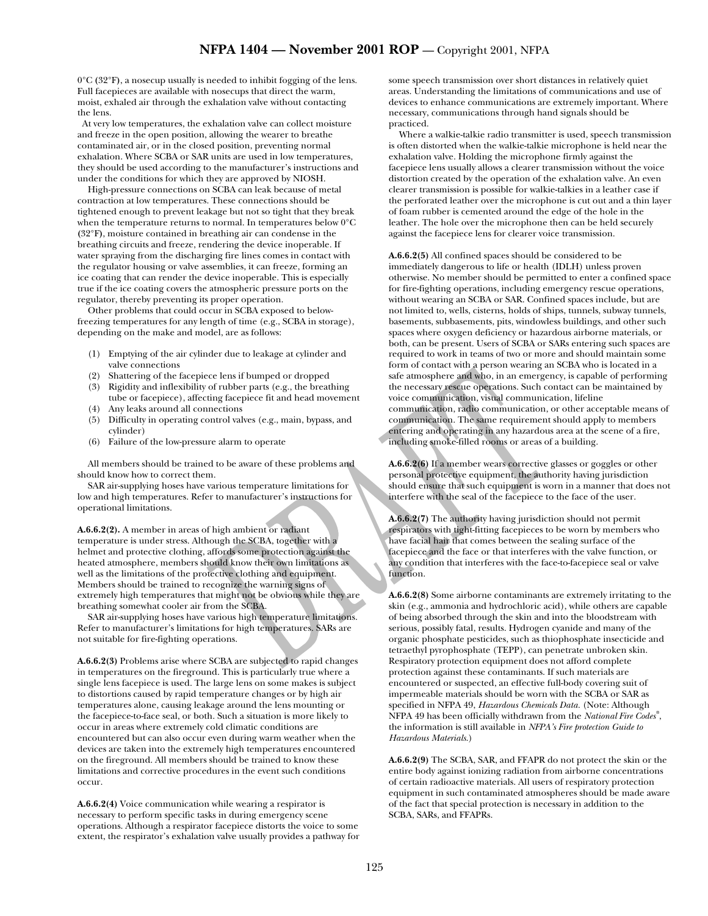0°C (32°F), a nosecup usually is needed to inhibit fogging of the lens. Full facepieces are available with nosecups that direct the warm, moist, exhaled air through the exhalation valve without contacting the lens.

At very low temperatures, the exhalation valve can collect moisture and freeze in the open position, allowing the wearer to breathe contaminated air, or in the closed position, preventing normal exhalation. Where SCBA or SAR units are used in low temperatures, they should be used according to the manufacturer's instructions and under the conditions for which they are approved by NIOSH.

High-pressure connections on SCBA can leak because of metal contraction at low temperatures. These connections should be tightened enough to prevent leakage but not so tight that they break when the temperature returns to normal. In temperatures below 0°C (32°F), moisture contained in breathing air can condense in the breathing circuits and freeze, rendering the device inoperable. If water spraying from the discharging fire lines comes in contact with the regulator housing or valve assemblies, it can freeze, forming an ice coating that can render the device inoperable. This is especially true if the ice coating covers the atmospheric pressure ports on the regulator, thereby preventing its proper operation.

Other problems that could occur in SCBA exposed to below-freezing temperatures for any length of time (e.g., SCBA in storage), depending on the make and model, are as follows:

(1) Emptying of the air cylinder due to leakage at cylinder and valve connections
(2) Shattering of the facepiece lens if bumped or dropped
(3) Rigidity and inflexibility of rubber parts (e.g., the breathing tube or facepiece), affecting facepiece fit and head movement
(4) Any leaks around all connections
(5) Difficulty in operating control valves (e.g., main, bypass, and cylinder)
(6) Failure of the low-pressure alarm to operate

All members should be trained to be aware of these problems and should know how to correct them.

SAR air-supplying hoses have various temperature limitations for low and high temperatures. Refer to manufacturer's instructions for operational limitations.

**A.6.6.2(2).** A member in areas of high ambient or radiant temperature is under stress. Although the SCBA, together with a helmet and protective clothing, affords some protection against the heated atmosphere, members should know their own limitations as well as the limitations of the protective clothing and equipment. Members should be trained to recognize the warning signs of extremely high temperatures that might not be obvious while they are breathing somewhat cooler air from the SCBA.

SAR air-supplying hoses have various high temperature limitations. Refer to manufacturer's limitations for high temperatures. SARs are not suitable for fire-fighting operations.

**A.6.6.2(3)** Problems arise where SCBA are subjected to rapid changes in temperatures on the fireground. This is particularly true where a single lens facepiece is used. The large lens on some makes is subject to distortions caused by rapid temperature changes or by high air temperatures alone, causing leakage around the lens mounting or the facepiece-to-face seal, or both. Such a situation is more likely to occur in areas where extremely cold climatic conditions are encountered but can also occur even during warm weather when the devices are taken into the extremely high temperatures encountered on the fireground. All members should be trained to know these limitations and corrective procedures in the event such conditions occur.

**A.6.6.2(4)** Voice communication while wearing a respirator is necessary to perform specific tasks in during emergency scene operations. Although a respirator facepiece distorts the voice to some extent, the respirator's exhalation valve usually provides a pathway for some speech transmission over short distances in relatively quiet areas. Understanding the limitations of communications and use of devices to enhance communications are extremely important. Where necessary, communications through hand signals should be practiced.

Where a walkie-talkie radio transmitter is used, speech transmission is often distorted when the walkie-talkie microphone is held near the exhalation valve. Holding the microphone firmly against the facepiece lens usually allows a clearer transmission without the voice distortion created by the operation of the exhalation valve. An even clearer transmission is possible for walkie-talkies in a leather case if the perforated leather over the microphone is cut out and a thin layer of foam rubber is cemented around the edge of the hole in the leather. The hole over the microphone then can be held securely against the facepiece lens for clearer voice transmission.

**A.6.6.2(5)** All confined spaces should be considered to be immediately dangerous to life or health (IDLH) unless proven otherwise. No member should be permitted to enter a confined space for fire-fighting operations, including emergency rescue operations, without wearing an SCBA or SAR. Confined spaces include, but are not limited to, wells, cisterns, holds of ships, tunnels, subway tunnels, basements, subbasements, pits, windowless buildings, and other such spaces where oxygen deficiency or hazardous airborne materials, or both, can be present. Users of SCBA or SARs entering such spaces are required to work in teams of two or more and should maintain some form of contact with a person wearing an SCBA who is located in a safe atmosphere and who, in an emergency, is capable of performing the necessary rescue operations. Such contact can be maintained by voice communication, visual communication, lifeline communication, radio communication, or other acceptable means of communication. The same requirement should apply to members entering and operating in any hazardous area at the scene of a fire, including smoke-filled rooms or areas of a building.

**A.6.6.2(6)** If a member wears corrective glasses or goggles or other personal protective equipment, the authority having jurisdiction should ensure that such equipment is worn in a manner that does not interfere with the seal of the facepiece to the face of the user.

**A.6.6.2(7)** The authority having jurisdiction should not permit respirators with tight-fitting facepieces to be worn by members who have facial hair that comes between the sealing surface of the facepiece and the face or that interferes with the valve function, or any condition that interferes with the face-to-facepiece seal or valve function.

**A.6.6.2(8)** Some airborne contaminants are extremely irritating to the skin (e.g., ammonia and hydrochloric acid), while others are capable of being absorbed through the skin and into the bloodstream with serious, possibly fatal, results. Hydrogen cyanide and many of the organic phosphate pesticides, such as thiophosphate insecticide and tetraethyl pyrophosphate (TEPP), can penetrate unbroken skin. Respiratory protection equipment does not afford complete protection against these contaminants. If such materials are encountered or suspected, an effective full-body covering suit of impermeable materials should be worn with the SCBA or SAR as specified in NFPA 49, *Hazardous Chemicals Data.* (Note: Although NFPA 49 has been officially withdrawn from the *National Fire Codes®*, the information is still available in *NFPA's Fire protection Guide to Hazardous Materials.*)

**A.6.6.2(9)** The SCBA, SAR, and FFAPR do not protect the skin or the entire body against ionizing radiation from airborne concentrations of certain radioactive materials. All users of respiratory protection equipment in such contaminated atmospheres should be made aware of the fact that special protection is necessary in addition to the SCBA, SARs, and FFAPRs.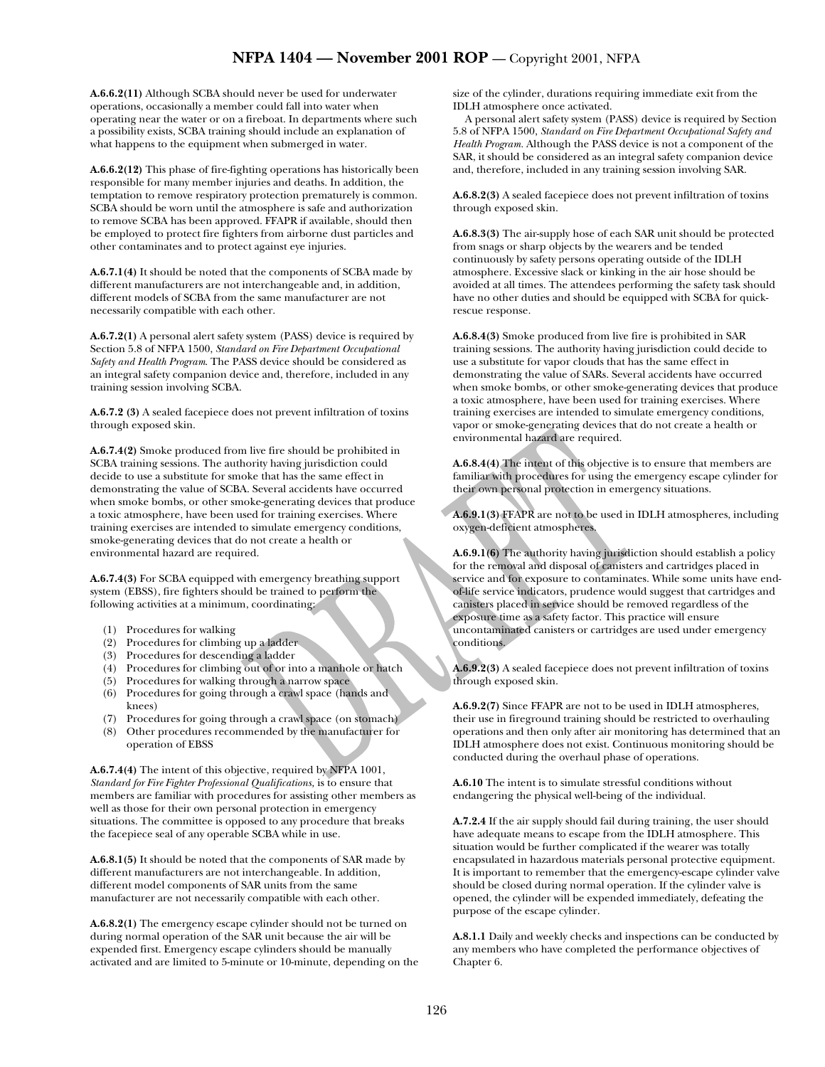**A.6.6.2(11)** Although SCBA should never be used for underwater operations, occasionally a member could fall into water when operating near the water or on a fireboat. In departments where such a possibility exists, SCBA training should include an explanation of what happens to the equipment when submerged in water.

**A.6.6.2(12)** This phase of fire-fighting operations has historically been responsible for many member injuries and deaths. In addition, the temptation to remove respiratory protection prematurely is common. SCBA should be worn until the atmosphere is safe and authorization to remove SCBA has been approved. FFAPR if available, should then be employed to protect fire fighters from airborne dust particles and other contaminates and to protect against eye injuries.

**A.6.7.1(4)** It should be noted that the components of SCBA made by different manufacturers are not interchangeable and, in addition, different models of SCBA from the same manufacturer are not necessarily compatible with each other.

**A.6.7.2(1)** A personal alert safety system (PASS) device is required by Section 5.8 of NFPA 1500, *Standard on Fire Department Occupational Safety and Health Program*. The PASS device should be considered as an integral safety companion device and, therefore, included in any training session involving SCBA.

**A.6.7.2 (3)** A sealed facepiece does not prevent infiltration of toxins through exposed skin.

**A.6.7.4(2)** Smoke produced from live fire should be prohibited in SCBA training sessions. The authority having jurisdiction could decide to use a substitute for smoke that has the same effect in demonstrating the value of SCBA. Several accidents have occurred when smoke bombs, or other smoke-generating devices that produce a toxic atmosphere, have been used for training exercises. Where training exercises are intended to simulate emergency conditions, smoke-generating devices that do not create a health or environmental hazard are required.

**A.6.7.4(3)** For SCBA equipped with emergency breathing support system (EBSS), fire fighters should be trained to perform the following activities at a minimum, coordinating:

(1) Procedures for walking
(2) Procedures for climbing up a ladder
(3) Procedures for descending a ladder
(4) Procedures for climbing out of or into a manhole or hatch
(5) Procedures for walking through a narrow space
(6) Procedures for going through a crawl space (hands and knees)
(7) Procedures for going through a crawl space (on stomach)
(8) Other procedures recommended by the manufacturer for operation of EBSS

**A.6.7.4(4)** The intent of this objective, required by NFPA 1001, *Standard for Fire Fighter Professional Qualifications,* is to ensure that members are familiar with procedures for assisting other members as well as those for their own personal protection in emergency situations. The committee is opposed to any procedure that breaks the facepiece seal of any operable SCBA while in use.

**A.6.8.1(5)** It should be noted that the components of SAR made by different manufacturers are not interchangeable. In addition, different model components of SAR units from the same manufacturer are not necessarily compatible with each other.

**A.6.8.2(1)** The emergency escape cylinder should not be turned on during normal operation of the SAR unit because the air will be expended first. Emergency escape cylinders should be manually activated and are limited to 5-minute or 10-minute, depending on the size of the cylinder, durations requiring immediate exit from the IDLH atmosphere once activated.

A personal alert safety system (PASS) device is required by Section 5.8 of NFPA 1500, *Standard on Fire Department Occupational Safety and Health Program.* Although the PASS device is not a component of the SAR, it should be considered as an integral safety companion device and, therefore, included in any training session involving SAR.

**A.6.8.2(3)** A sealed facepiece does not prevent infiltration of toxins through exposed skin.

**A.6.8.3(3)** The air-supply hose of each SAR unit should be protected from snags or sharp objects by the wearers and be tended continuously by safety persons operating outside of the IDLH atmosphere. Excessive slack or kinking in the air hose should be avoided at all times. The attendees performing the safety task should have no other duties and should be equipped with SCBA for quick-rescue response.

**A.6.8.4(3)** Smoke produced from live fire is prohibited in SAR training sessions. The authority having jurisdiction could decide to use a substitute for vapor clouds that has the same effect in demonstrating the value of SARs. Several accidents have occurred when smoke bombs, or other smoke-generating devices that produce a toxic atmosphere, have been used for training exercises. Where training exercises are intended to simulate emergency conditions, vapor or smoke-generating devices that do not create a health or environmental hazard are required.

**A.6.8.4(4)** The intent of this objective is to ensure that members are familiar with procedures for using the emergency escape cylinder for their own personal protection in emergency situations.

**A.6.9.1(3)** FFAPR are not to be used in IDLH atmospheres, including oxygen-deficient atmospheres.

**A.6.9.1(6)** The authority having jurisdiction should establish a policy for the removal and disposal of canisters and cartridges placed in service and for exposure to contaminates. While some units have end-of-life service indicators, prudence would suggest that cartridges and canisters placed in service should be removed regardless of the exposure time as a safety factor. This practice will ensure uncontaminated canisters or cartridges are used under emergency conditions.

**A.6.9.2(3)** A sealed facepiece does not prevent infiltration of toxins through exposed skin.

**A.6.9.2(7)** Since FFAPR are not to be used in IDLH atmospheres, their use in fireground training should be restricted to overhauling operations and then only after air monitoring has determined that an IDLH atmosphere does not exist. Continuous monitoring should be conducted during the overhaul phase of operations.

**A.6.10** The intent is to simulate stressful conditions without endangering the physical well-being of the individual.

**A.7.2.4** If the air supply should fail during training, the user should have adequate means to escape from the IDLH atmosphere. This situation would be further complicated if the wearer was totally encapsulated in hazardous materials personal protective equipment. It is important to remember that the emergency-escape cylinder valve should be closed during normal operation. If the cylinder valve is opened, the cylinder will be expended immediately, defeating the purpose of the escape cylinder.

**A.8.1.1** Daily and weekly checks and inspections can be conducted by any members who have completed the performance objectives of Chapter 6.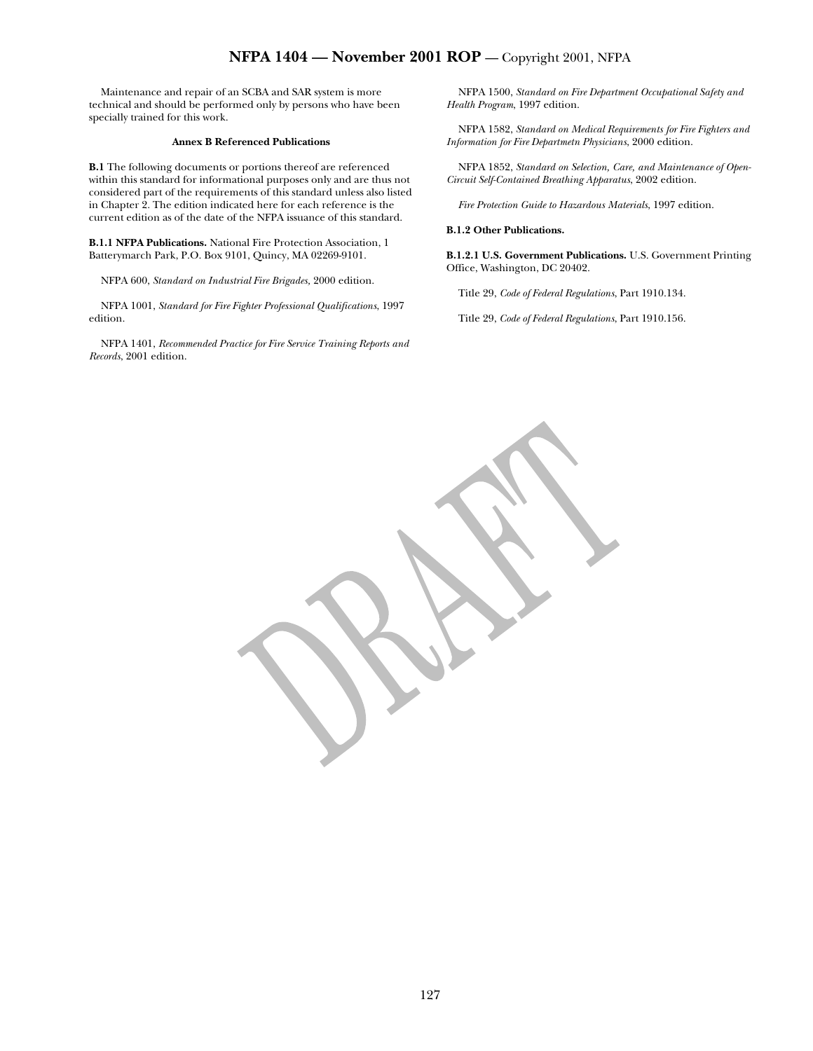Maintenance and repair of an SCBA and SAR system is more technical and should be performed only by persons who have been specially trained for this work.

### Annex B Referenced Publications

**B.1** The following documents or portions thereof are referenced within this standard for informational purposes only and are thus not considered part of the requirements of this standard unless also listed in Chapter 2. The edition indicated here for each reference is the current edition as of the date of the NFPA issuance of this standard.

**B.1.1 NFPA Publications.** National Fire Protection Association, 1 Batterymarch Park, P.O. Box 9101, Quincy, MA 02269-9101.

NFPA 600, *Standard on Industrial Fire Brigades*, 2000 edition.

NFPA 1001, *Standard for Fire Fighter Professional Qualifications*, 1997 edition.

NFPA 1401, *Recommended Practice for Fire Service Training Reports and Records*, 2001 edition.

NFPA 1500, *Standard on Fire Department Occupational Safety and Health Program*, 1997 edition.

NFPA 1582, *Standard on Medical Requirements for Fire Fighters and Information for Fire Departmetn Physicians*, 2000 edition.

NFPA 1852, *Standard on Selection, Care, and Maintenance of Open-Circuit Self-Contained Breathing Apparatus*, 2002 edition.

*Fire Protection Guide to Hazardous Materials*, 1997 edition.

**B.1.2 Other Publications.**

**B.1.2.1 U.S. Government Publications.** U.S. Government Printing Office, Washington, DC 20402.

Title 29, *Code of Federal Regulations*, Part 1910.134.

Title 29, *Code of Federal Regulations*, Part 1910.156.